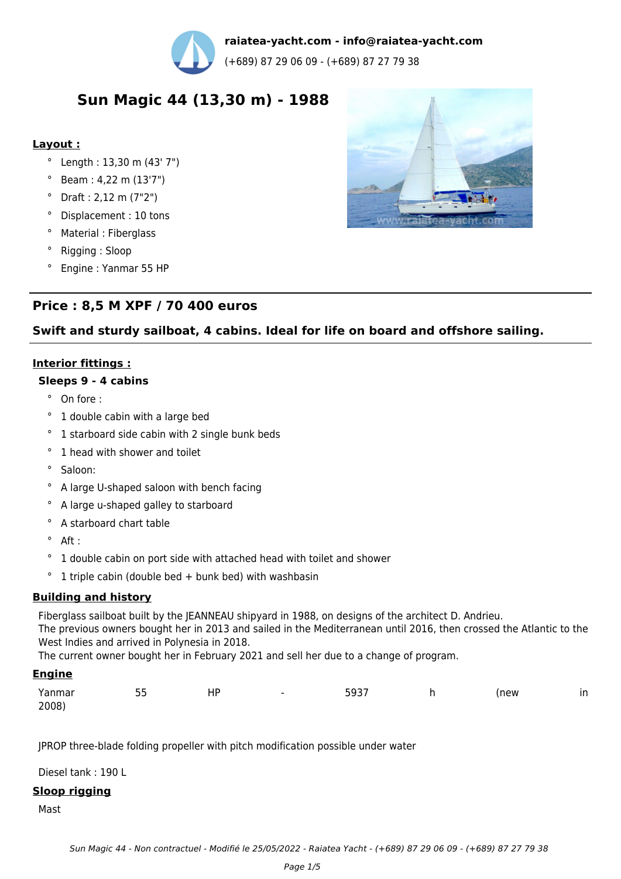**raiatea-yacht.com - info@raiatea-yacht.com**

(+689) 87 29 06 09 - (+689) 87 27 79 38

# Sun Magic 44 (13,30 m) - 1988

**Layout :**

- Length : 13,30 m (43' 7")
- Beam : 4,22 m (13'7")
- Draft : 2,12 m (7"2")
- Displacement : 10 tons
- Material : Fiberglass
- Rigging : Sloop
- Engine : Yanmar 55 HP

## Price : 8,5 M XPF / 70 400 euros

### Swift and sturdy sailboat, 4 cabins. Ideal for life on board and offshore sailing.

**Interior fittings :**

**Sleeps 9 - 4 cabins**

- On fore :
- 1 double cabin with a large bed
- 1 starboard side cabin with 2 single bunk beds
- 1 head with shower and toilet
- Saloon:
- A large U-shaped saloon with bench facing
- A large u-shaped galley to starboard
- A starboard chart table
- Aft :
- 1 double cabin on port side with attached head with toilet and shower
- 1 triple cabin (double bed + bunk bed) with washbasin

**Building and history**

Fiberglass sailboat built by the JEANNEAU shipyard in 1988, on designs of the architect D. Andrieu.
The previous owners bought her in 2013 and sailed in the Mediterranean until 2016, then crossed the Atlantic to the West Indies and arrived in Polynesia in 2018.
The current owner bought her in February 2021 and sell her due to a change of program.

**Engine**

Yanmar 55 HP - 5937 h (new in 2008)

JPROP three-blade folding propeller with pitch modification possible under water

Diesel tank : 190 L

**Sloop rigging**

Mast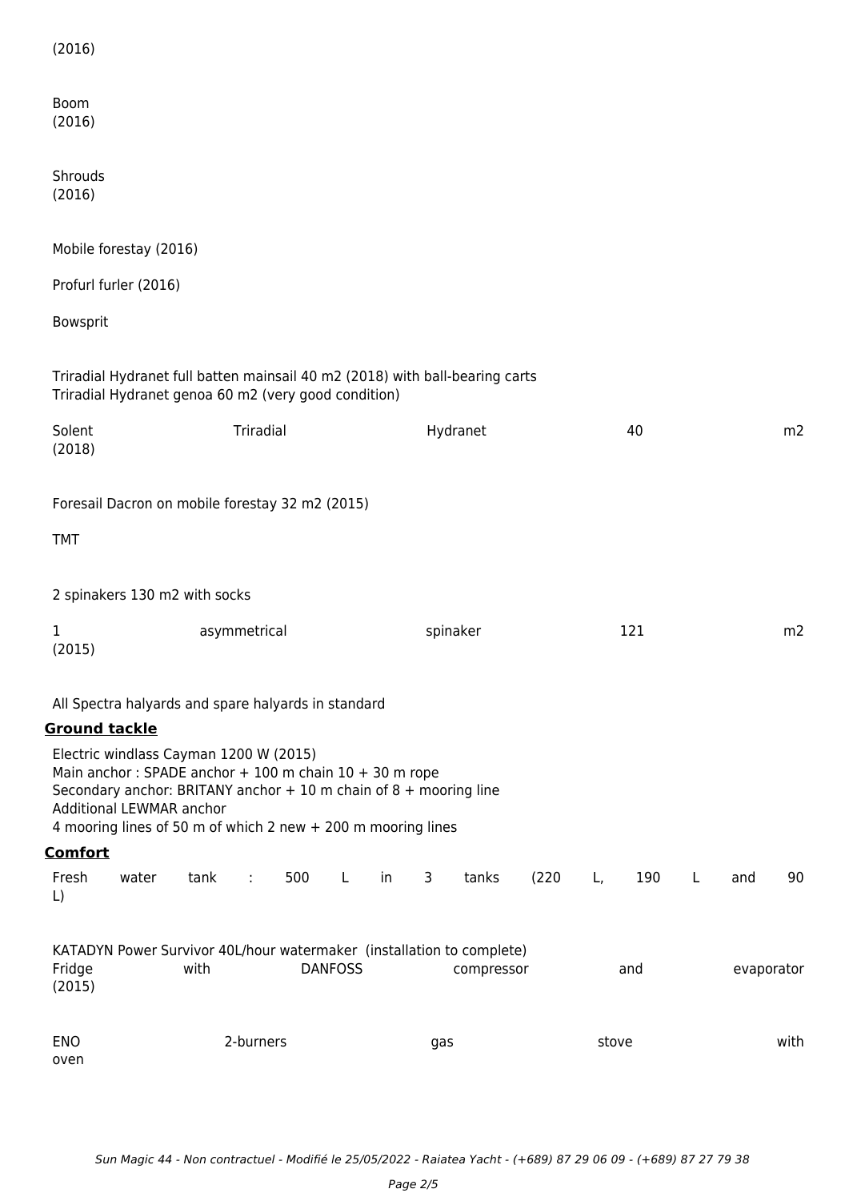(2016)

Boom (2016)

Shrouds (2016)

Mobile forestay (2016)

Profurl furler (2016)

Bowsprit

Triradial Hydranet full batten mainsail 40 m2 (2018) with ball-bearing carts
Triradial Hydranet genoa 60 m2 (very good condition)

Solent Triradial Hydranet 40 m2 (2018)

Foresail Dacron on mobile forestay 32 m2 (2015)

TMT

2 spinakers 130 m2 with socks

1 asymmetrical spinaker 121 m2 (2015)

All Spectra halyards and spare halyards in standard

**Ground tackle**

Electric windlass Cayman 1200 W (2015)
Main anchor : SPADE anchor + 100 m chain 10 + 30 m rope
Secondary anchor: BRITANY anchor + 10 m chain of 8 + mooring line
Additional LEWMAR anchor
4 mooring lines of 50 m of which 2 new + 200 m mooring lines

**Comfort**

Fresh water tank : 500 L in 3 tanks (220 L, 190 L and 90 L)

KATADYN Power Survivor 40L/hour watermaker (installation to complete)
Fridge with DANFOSS compressor and evaporator (2015)

ENO 2-burners gas stove with oven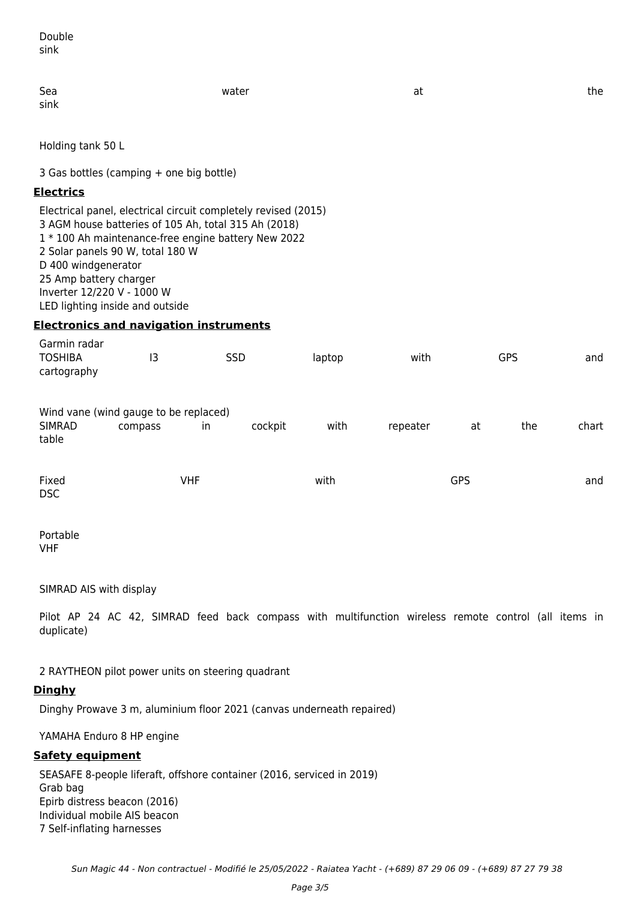Double sink

Sea water at the sink

Holding tank 50 L

3 Gas bottles (camping + one big bottle)

## Electrics

Electrical panel, electrical circuit completely revised (2015)
3 AGM house batteries of 105 Ah, total 315 Ah (2018)
1 * 100 Ah maintenance-free engine battery New 2022
2 Solar panels 90 W, total 180 W
D 400 windgenerator
25 Amp battery charger
Inverter 12/220 V - 1000 W
LED lighting inside and outside

## Electronics and navigation instruments

Garmin radar
TOSHIBA I3 SSD laptop with GPS and cartography

Wind vane (wind gauge to be replaced)
SIMRAD compass in cockpit with repeater at the chart table

Fixed VHF with GPS and DSC

Portable VHF

SIMRAD AIS with display

Pilot AP 24 AC 42, SIMRAD feed back compass with multifunction wireless remote control (all items in duplicate)

2 RAYTHEON pilot power units on steering quadrant

## Dinghy

Dinghy Prowave 3 m, aluminium floor 2021 (canvas underneath repaired)

YAMAHA Enduro 8 HP engine

## Safety equipment

SEASAFE 8-people liferaft, offshore container (2016, serviced in 2019)
Grab bag
Epirb distress beacon (2016)
Individual mobile AIS beacon
7 Self-inflating harnesses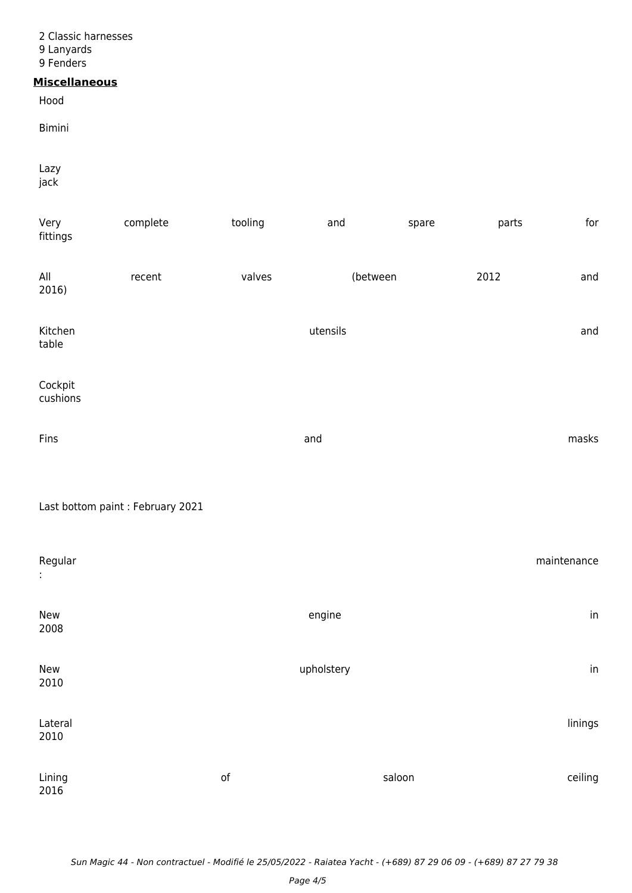2 Classic harnesses
9 Lanyards
9 Fenders

**Miscellaneous**

Hood

Bimini

Lazy jack

Very complete tooling and spare parts for fittings

All recent valves (between 2012 and 2016)

Kitchen utensils and table

Cockpit cushions

Fins and masks

Last bottom paint : February 2021

Regular maintenance :

New engine in 2008

New upholstery in 2010

Lateral linings 2010

Lining of saloon ceiling 2016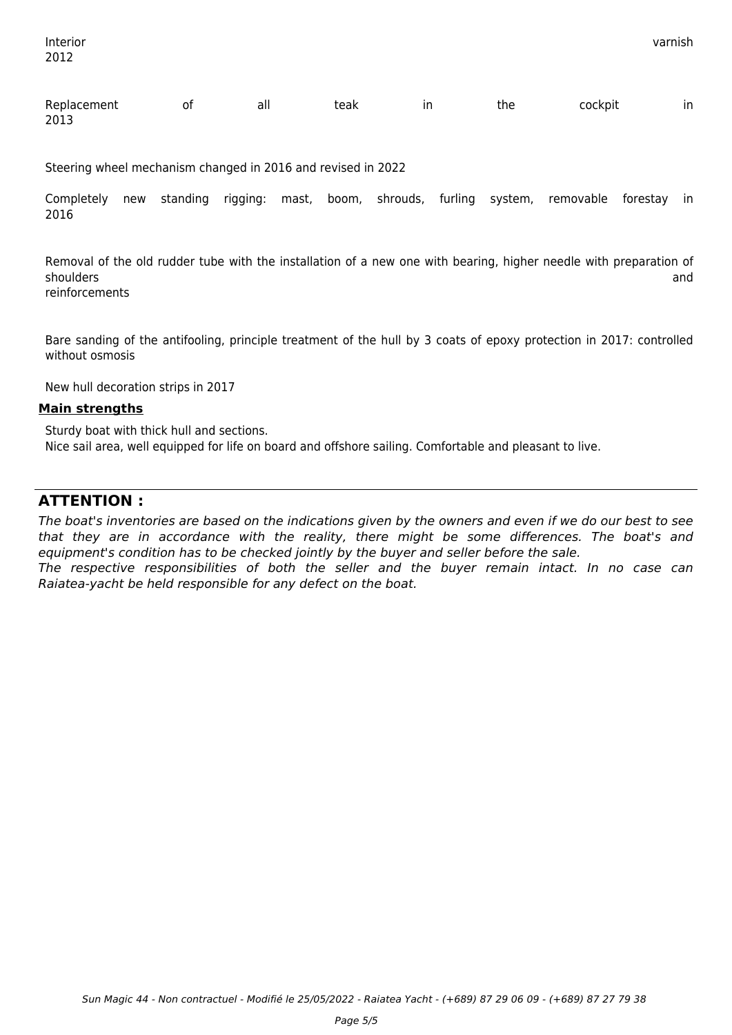Interior varnish 2012

Replacement of all teak in the cockpit in 2013

Steering wheel mechanism changed in 2016 and revised in 2022

Completely new standing rigging: mast, boom, shrouds, furling system, removable forestay in 2016

Removal of the old rudder tube with the installation of a new one with bearing, higher needle with preparation of shoulders and reinforcements

Bare sanding of the antifooling, principle treatment of the hull by 3 coats of epoxy protection in 2017: controlled without osmosis

New hull decoration strips in 2017

**Main strengths**

Sturdy boat with thick hull and sections.
Nice sail area, well equipped for life on board and offshore sailing. Comfortable and pleasant to live.

## ATTENTION :

*The boat's inventories are based on the indications given by the owners and even if we do our best to see that they are in accordance with the reality, there might be some differences. The boat's and equipment's condition has to be checked jointly by the buyer and seller before the sale.*
*The respective responsibilities of both the seller and the buyer remain intact. In no case can Raiatea-yacht be held responsible for any defect on the boat.*